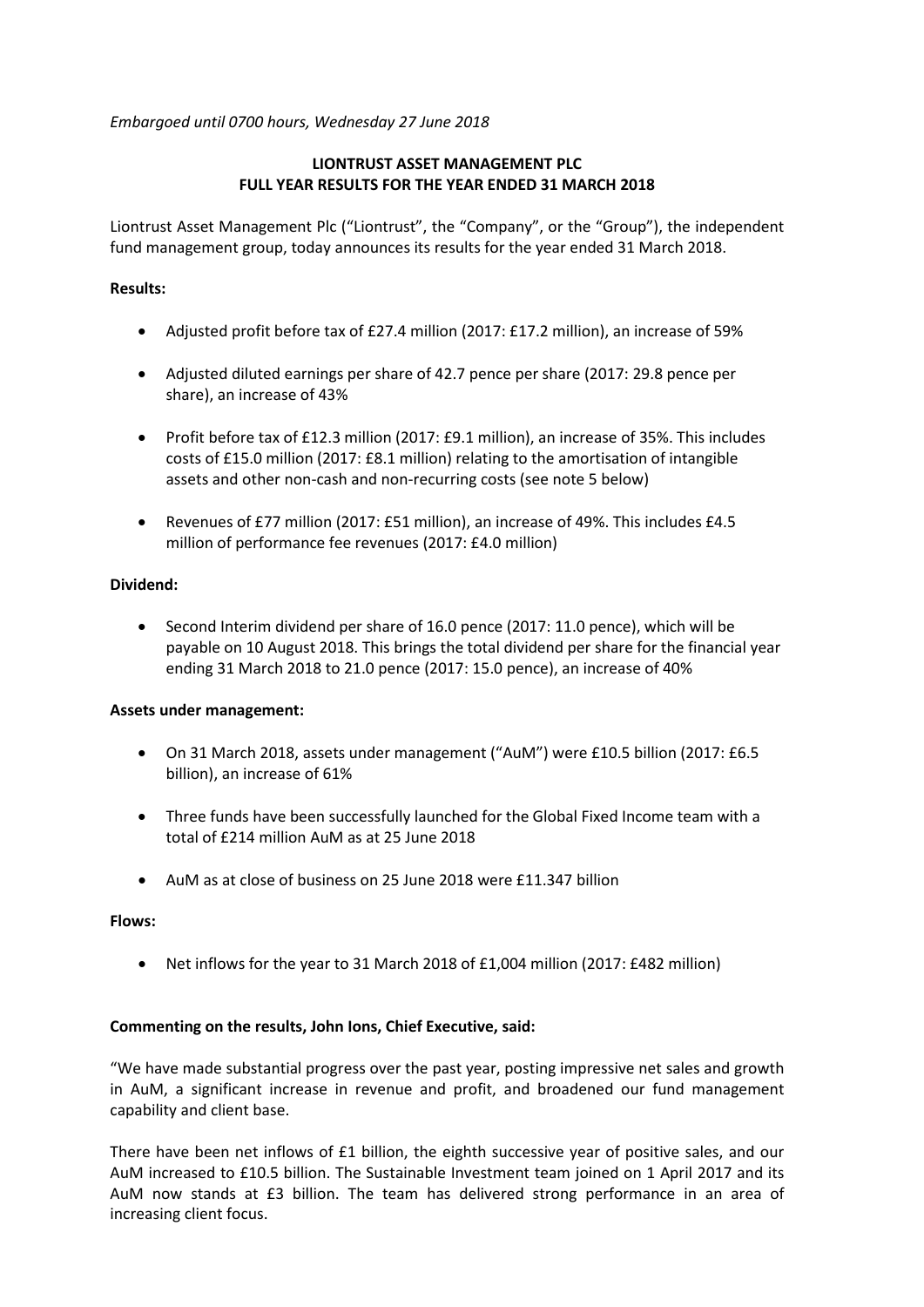*Embargoed until 0700 hours, Wednesday 27 June 2018*

**LIONTRUST ASSET MANAGEMENT PLC**
**FULL YEAR RESULTS FOR THE YEAR ENDED 31 MARCH 2018**

Liontrust Asset Management Plc ("Liontrust", the "Company", or the "Group"), the independent fund management group, today announces its results for the year ended 31 March 2018.

**Results:**

- Adjusted profit before tax of £27.4 million (2017: £17.2 million), an increase of 59%
- Adjusted diluted earnings per share of 42.7 pence per share (2017: 29.8 pence per share), an increase of 43%
- Profit before tax of £12.3 million (2017: £9.1 million), an increase of 35%. This includes costs of £15.0 million (2017: £8.1 million) relating to the amortisation of intangible assets and other non-cash and non-recurring costs (see note 5 below)
- Revenues of £77 million (2017: £51 million), an increase of 49%. This includes £4.5 million of performance fee revenues (2017: £4.0 million)

**Dividend:**

- Second Interim dividend per share of 16.0 pence (2017: 11.0 pence), which will be payable on 10 August 2018. This brings the total dividend per share for the financial year ending 31 March 2018 to 21.0 pence (2017: 15.0 pence), an increase of 40%

**Assets under management:**

- On 31 March 2018, assets under management ("AuM") were £10.5 billion (2017: £6.5 billion), an increase of 61%
- Three funds have been successfully launched for the Global Fixed Income team with a total of £214 million AuM as at 25 June 2018
- AuM as at close of business on 25 June 2018 were £11.347 billion

**Flows:**

- Net inflows for the year to 31 March 2018 of £1,004 million (2017: £482 million)

**Commenting on the results, John Ions, Chief Executive, said:**

"We have made substantial progress over the past year, posting impressive net sales and growth in AuM, a significant increase in revenue and profit, and broadened our fund management capability and client base.

There have been net inflows of £1 billion, the eighth successive year of positive sales, and our AuM increased to £10.5 billion. The Sustainable Investment team joined on 1 April 2017 and its AuM now stands at £3 billion. The team has delivered strong performance in an area of increasing client focus.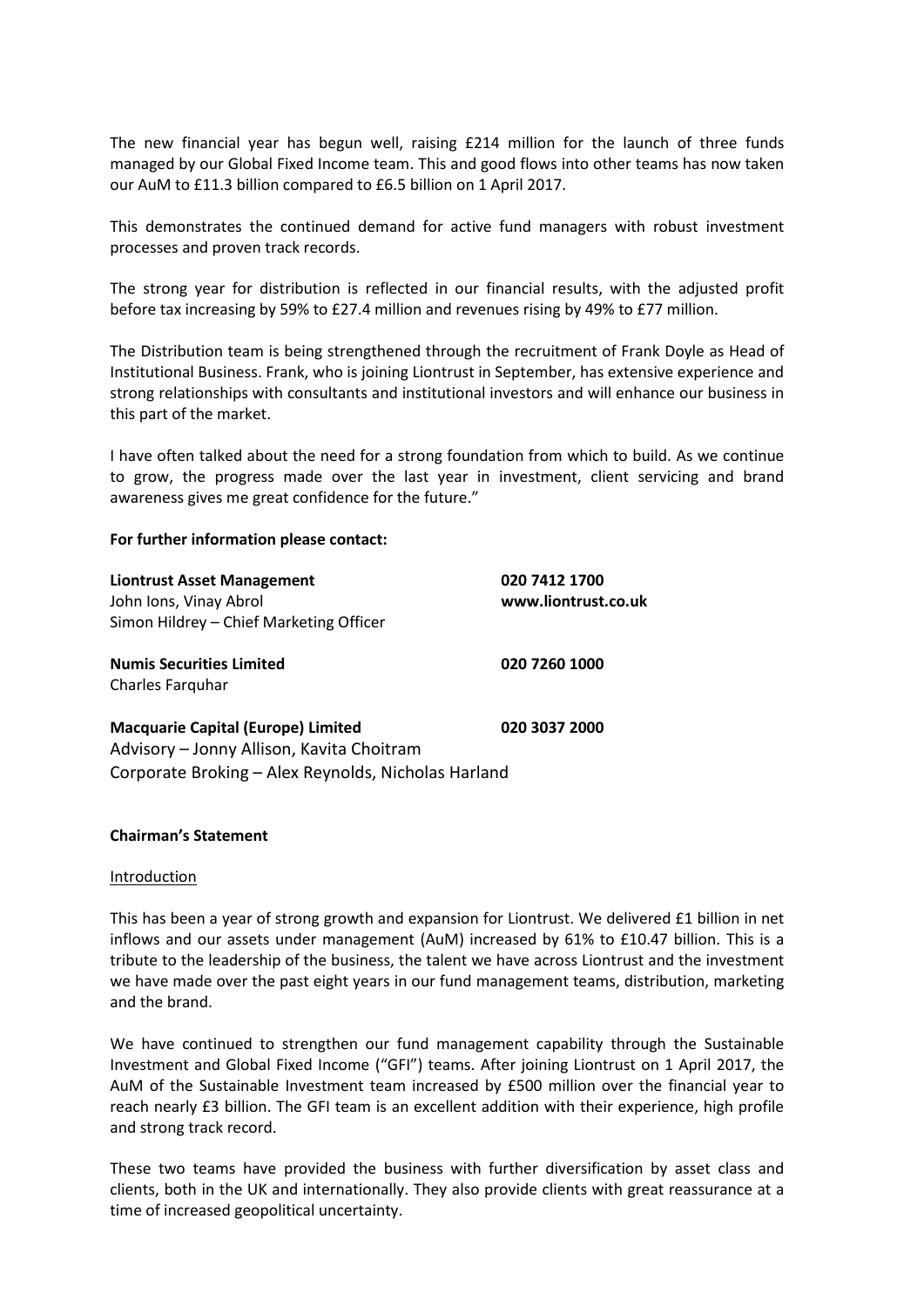The new financial year has begun well, raising £214 million for the launch of three funds managed by our Global Fixed Income team. This and good flows into other teams has now taken our AuM to £11.3 billion compared to £6.5 billion on 1 April 2017.

This demonstrates the continued demand for active fund managers with robust investment processes and proven track records.

The strong year for distribution is reflected in our financial results, with the adjusted profit before tax increasing by 59% to £27.4 million and revenues rising by 49% to £77 million.

The Distribution team is being strengthened through the recruitment of Frank Doyle as Head of Institutional Business. Frank, who is joining Liontrust in September, has extensive experience and strong relationships with consultants and institutional investors and will enhance our business in this part of the market.

I have often talked about the need for a strong foundation from which to build. As we continue to grow, the progress made over the last year in investment, client servicing and brand awareness gives me great confidence for the future."

**For further information please contact:**

| | |
|---|---|
| **Liontrust Asset Management** | **020 7412 1700** |
| John Ions, Vinay Abrol | **www.liontrust.co.uk** |
| Simon Hildrey – Chief Marketing Officer | |
| **Numis Securities Limited** | **020 7260 1000** |
| Charles Farquhar | |
| **Macquarie Capital (Europe) Limited** | **020 3037 2000** |
| Advisory – Jonny Allison, Kavita Choitram | |
| Corporate Broking – Alex Reynolds, Nicholas Harland | |

**Chairman's Statement**

Introduction

This has been a year of strong growth and expansion for Liontrust. We delivered £1 billion in net inflows and our assets under management (AuM) increased by 61% to £10.47 billion. This is a tribute to the leadership of the business, the talent we have across Liontrust and the investment we have made over the past eight years in our fund management teams, distribution, marketing and the brand.

We have continued to strengthen our fund management capability through the Sustainable Investment and Global Fixed Income ("GFI") teams. After joining Liontrust on 1 April 2017, the AuM of the Sustainable Investment team increased by £500 million over the financial year to reach nearly £3 billion. The GFI team is an excellent addition with their experience, high profile and strong track record.

These two teams have provided the business with further diversification by asset class and clients, both in the UK and internationally. They also provide clients with great reassurance at a time of increased geopolitical uncertainty.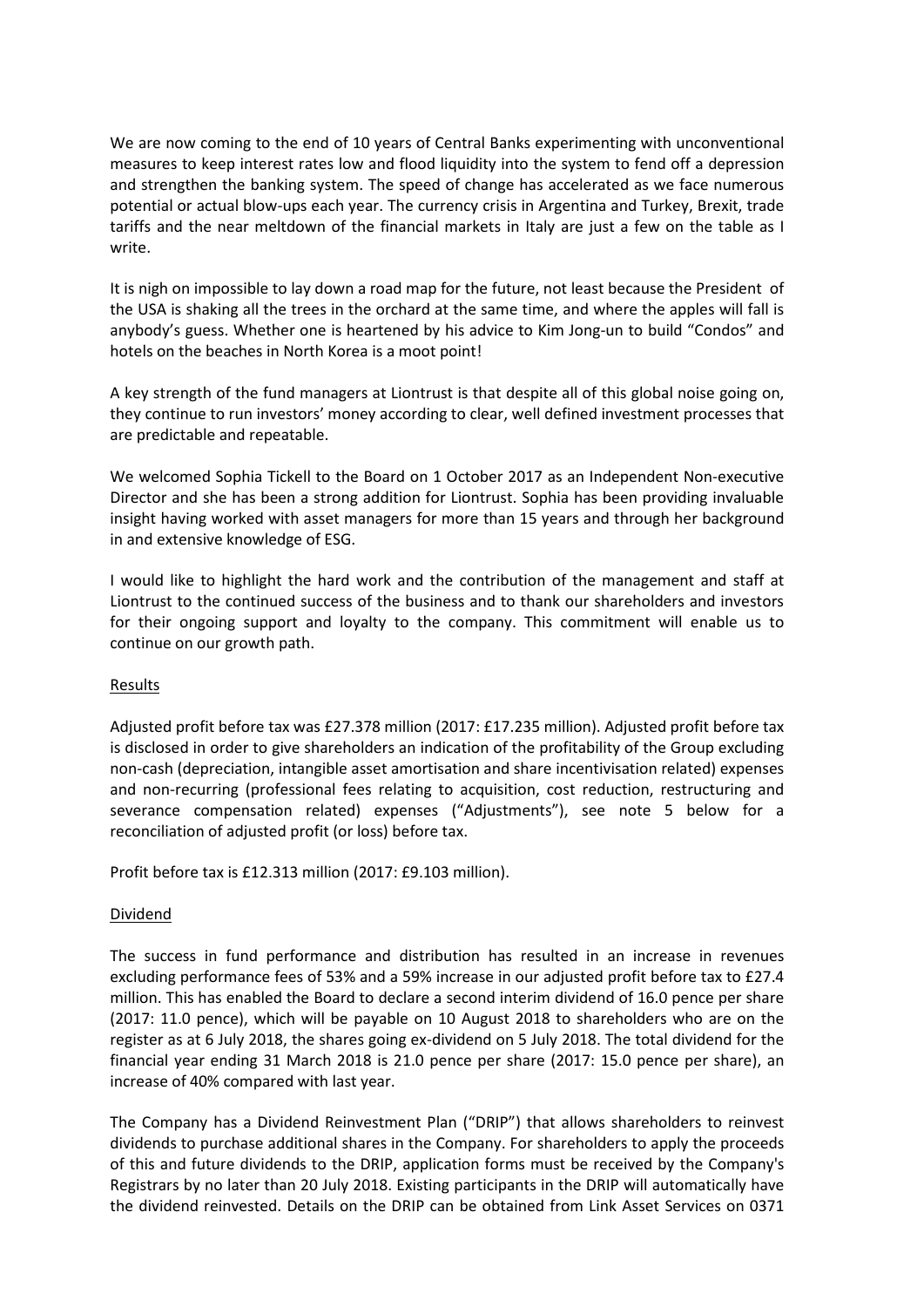We are now coming to the end of 10 years of Central Banks experimenting with unconventional measures to keep interest rates low and flood liquidity into the system to fend off a depression and strengthen the banking system. The speed of change has accelerated as we face numerous potential or actual blow-ups each year. The currency crisis in Argentina and Turkey, Brexit, trade tariffs and the near meltdown of the financial markets in Italy are just a few on the table as I write.

It is nigh on impossible to lay down a road map for the future, not least because the President of the USA is shaking all the trees in the orchard at the same time, and where the apples will fall is anybody's guess. Whether one is heartened by his advice to Kim Jong-un to build "Condos" and hotels on the beaches in North Korea is a moot point!

A key strength of the fund managers at Liontrust is that despite all of this global noise going on, they continue to run investors' money according to clear, well defined investment processes that are predictable and repeatable.

We welcomed Sophia Tickell to the Board on 1 October 2017 as an Independent Non-executive Director and she has been a strong addition for Liontrust. Sophia has been providing invaluable insight having worked with asset managers for more than 15 years and through her background in and extensive knowledge of ESG.

I would like to highlight the hard work and the contribution of the management and staff at Liontrust to the continued success of the business and to thank our shareholders and investors for their ongoing support and loyalty to the company. This commitment will enable us to continue on our growth path.

## Results

Adjusted profit before tax was £27.378 million (2017: £17.235 million). Adjusted profit before tax is disclosed in order to give shareholders an indication of the profitability of the Group excluding non-cash (depreciation, intangible asset amortisation and share incentivisation related) expenses and non-recurring (professional fees relating to acquisition, cost reduction, restructuring and severance compensation related) expenses ("Adjustments"), see note 5 below for a reconciliation of adjusted profit (or loss) before tax.

Profit before tax is £12.313 million (2017: £9.103 million).

## Dividend

The success in fund performance and distribution has resulted in an increase in revenues excluding performance fees of 53% and a 59% increase in our adjusted profit before tax to £27.4 million. This has enabled the Board to declare a second interim dividend of 16.0 pence per share (2017: 11.0 pence), which will be payable on 10 August 2018 to shareholders who are on the register as at 6 July 2018, the shares going ex-dividend on 5 July 2018. The total dividend for the financial year ending 31 March 2018 is 21.0 pence per share (2017: 15.0 pence per share), an increase of 40% compared with last year.

The Company has a Dividend Reinvestment Plan ("DRIP") that allows shareholders to reinvest dividends to purchase additional shares in the Company. For shareholders to apply the proceeds of this and future dividends to the DRIP, application forms must be received by the Company's Registrars by no later than 20 July 2018. Existing participants in the DRIP will automatically have the dividend reinvested. Details on the DRIP can be obtained from Link Asset Services on 0371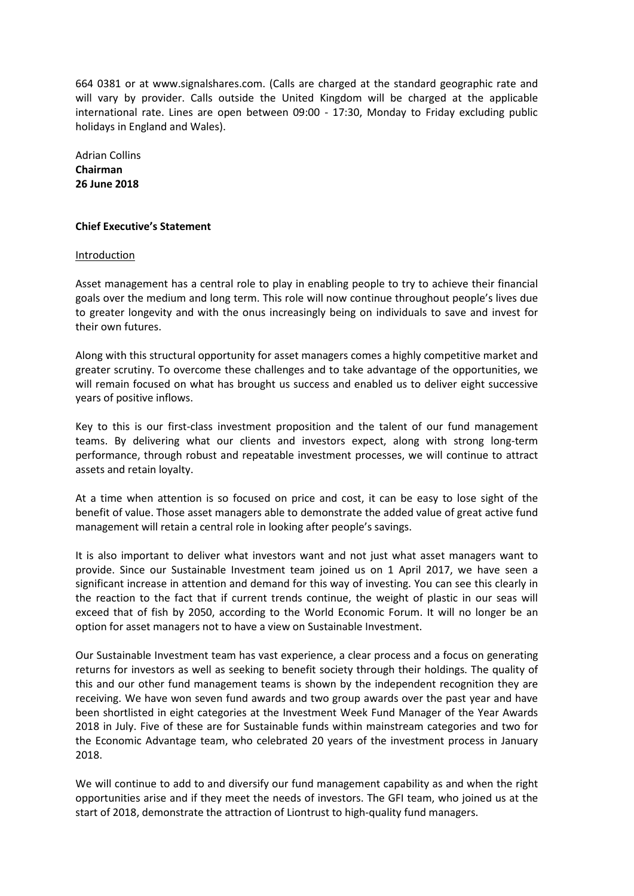664 0381 or at www.signalshares.com. (Calls are charged at the standard geographic rate and will vary by provider. Calls outside the United Kingdom will be charged at the applicable international rate. Lines are open between 09:00 - 17:30, Monday to Friday excluding public holidays in England and Wales).

Adrian Collins
**Chairman**
**26 June 2018**

## Chief Executive's Statement

### Introduction

Asset management has a central role to play in enabling people to try to achieve their financial goals over the medium and long term. This role will now continue throughout people's lives due to greater longevity and with the onus increasingly being on individuals to save and invest for their own futures.

Along with this structural opportunity for asset managers comes a highly competitive market and greater scrutiny. To overcome these challenges and to take advantage of the opportunities, we will remain focused on what has brought us success and enabled us to deliver eight successive years of positive inflows.

Key to this is our first-class investment proposition and the talent of our fund management teams. By delivering what our clients and investors expect, along with strong long-term performance, through robust and repeatable investment processes, we will continue to attract assets and retain loyalty.

At a time when attention is so focused on price and cost, it can be easy to lose sight of the benefit of value. Those asset managers able to demonstrate the added value of great active fund management will retain a central role in looking after people's savings.

It is also important to deliver what investors want and not just what asset managers want to provide. Since our Sustainable Investment team joined us on 1 April 2017, we have seen a significant increase in attention and demand for this way of investing. You can see this clearly in the reaction to the fact that if current trends continue, the weight of plastic in our seas will exceed that of fish by 2050, according to the World Economic Forum. It will no longer be an option for asset managers not to have a view on Sustainable Investment.

Our Sustainable Investment team has vast experience, a clear process and a focus on generating returns for investors as well as seeking to benefit society through their holdings. The quality of this and our other fund management teams is shown by the independent recognition they are receiving. We have won seven fund awards and two group awards over the past year and have been shortlisted in eight categories at the Investment Week Fund Manager of the Year Awards 2018 in July. Five of these are for Sustainable funds within mainstream categories and two for the Economic Advantage team, who celebrated 20 years of the investment process in January 2018.

We will continue to add to and diversify our fund management capability as and when the right opportunities arise and if they meet the needs of investors. The GFI team, who joined us at the start of 2018, demonstrate the attraction of Liontrust to high-quality fund managers.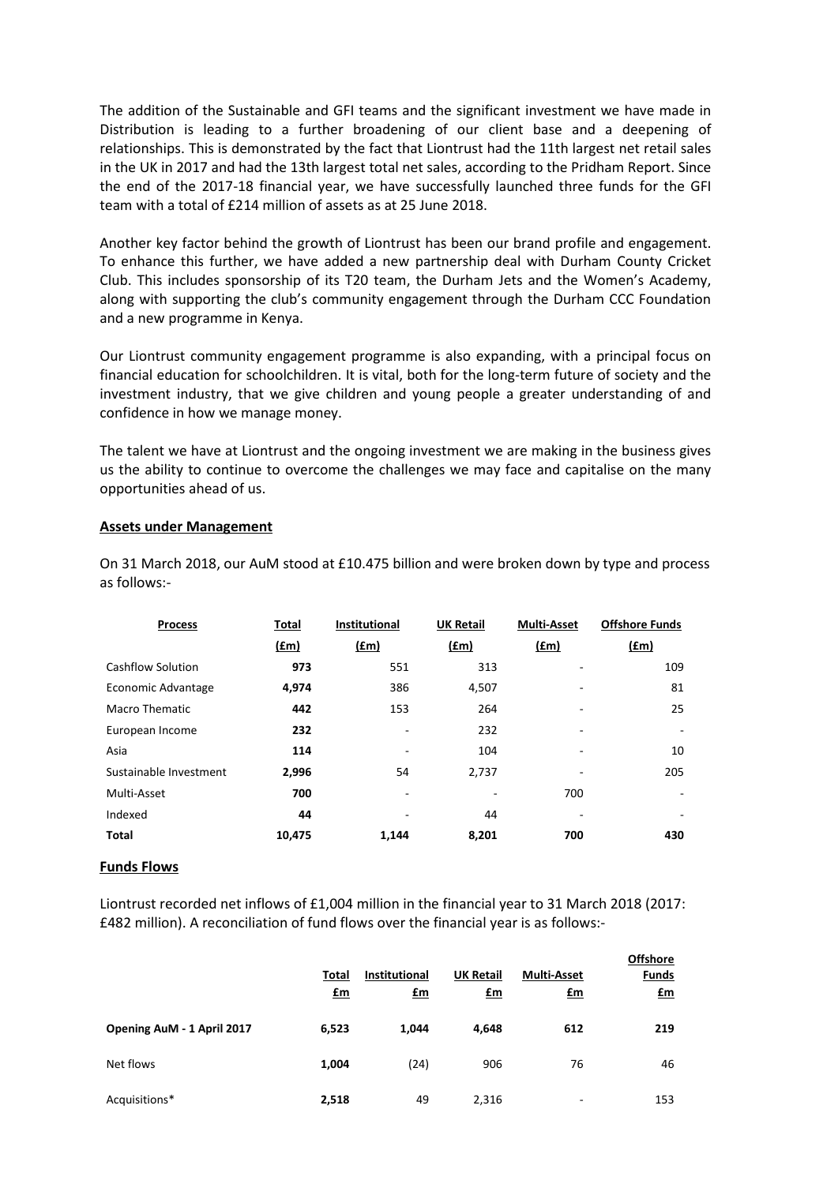The addition of the Sustainable and GFI teams and the significant investment we have made in Distribution is leading to a further broadening of our client base and a deepening of relationships. This is demonstrated by the fact that Liontrust had the 11th largest net retail sales in the UK in 2017 and had the 13th largest total net sales, according to the Pridham Report. Since the end of the 2017-18 financial year, we have successfully launched three funds for the GFI team with a total of £214 million of assets as at 25 June 2018.

Another key factor behind the growth of Liontrust has been our brand profile and engagement. To enhance this further, we have added a new partnership deal with Durham County Cricket Club. This includes sponsorship of its T20 team, the Durham Jets and the Women's Academy, along with supporting the club's community engagement through the Durham CCC Foundation and a new programme in Kenya.

Our Liontrust community engagement programme is also expanding, with a principal focus on financial education for schoolchildren. It is vital, both for the long-term future of society and the investment industry, that we give children and young people a greater understanding of and confidence in how we manage money.

The talent we have at Liontrust and the ongoing investment we are making in the business gives us the ability to continue to overcome the challenges we may face and capitalise on the many opportunities ahead of us.

## Assets under Management

On 31 March 2018, our AuM stood at £10.475 billion and were broken down by type and process as follows:-

| Process | Total (£m) | Institutional (£m) | UK Retail (£m) | Multi-Asset (£m) | Offshore Funds (£m) |
|---|---|---|---|---|---|
| Cashflow Solution | **973** | 551 | 313 | - | 109 |
| Economic Advantage | **4,974** | 386 | 4,507 | - | 81 |
| Macro Thematic | **442** | 153 | 264 | - | 25 |
| European Income | **232** | - | 232 | - | - |
| Asia | **114** | - | 104 | - | 10 |
| Sustainable Investment | **2,996** | 54 | 2,737 | - | 205 |
| Multi-Asset | **700** | - | - | 700 | - |
| Indexed | **44** | - | 44 | - | - |
| **Total** | **10,475** | **1,144** | **8,201** | **700** | **430** |

## Funds Flows

Liontrust recorded net inflows of £1,004 million in the financial year to 31 March 2018 (2017: £482 million). A reconciliation of fund flows over the financial year is as follows:-

| | Total £m | Institutional £m | UK Retail £m | Multi-Asset £m | Offshore Funds £m |
|---|---|---|---|---|---|
| **Opening AuM - 1 April 2017** | **6,523** | **1,044** | **4,648** | **612** | **219** |
| Net flows | **1,004** | (24) | 906 | 76 | 46 |
| Acquisitions* | **2,518** | 49 | 2,316 | - | 153 |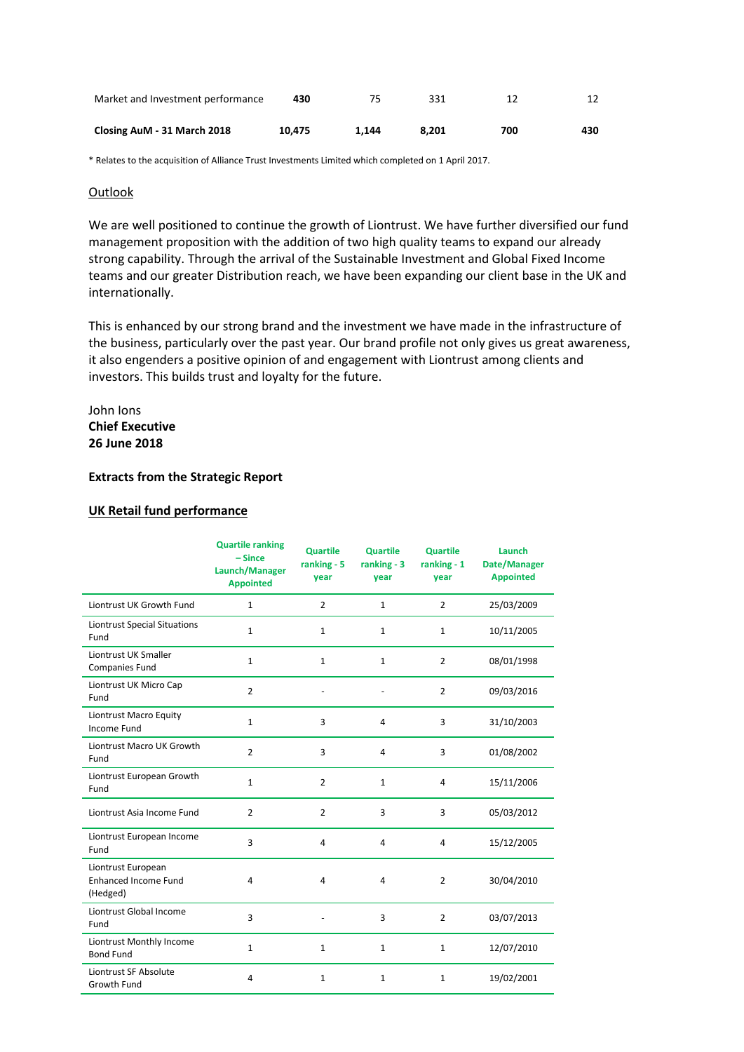| | | | | | |
|---|---|---|---|---|---|
| Market and Investment performance | **430** | 75 | 331 | 12 | 12 |
| **Closing AuM - 31 March 2018** | **10,475** | **1,144** | **8,201** | **700** | **430** |

\* Relates to the acquisition of Alliance Trust Investments Limited which completed on 1 April 2017.

Outlook

We are well positioned to continue the growth of Liontrust. We have further diversified our fund management proposition with the addition of two high quality teams to expand our already strong capability. Through the arrival of the Sustainable Investment and Global Fixed Income teams and our greater Distribution reach, we have been expanding our client base in the UK and internationally.

This is enhanced by our strong brand and the investment we have made in the infrastructure of the business, particularly over the past year. Our brand profile not only gives us great awareness, it also engenders a positive opinion of and engagement with Liontrust among clients and investors. This builds trust and loyalty for the future.

John Ions
**Chief Executive**
**26 June 2018**

**Extracts from the Strategic Report**

**UK Retail fund performance**

| | Quartile ranking – Since Launch/Manager Appointed | Quartile ranking - 5 year | Quartile ranking - 3 year | Quartile ranking - 1 year | Launch Date/Manager Appointed |
|---|---|---|---|---|---|
| Liontrust UK Growth Fund | 1 | 2 | 1 | 2 | 25/03/2009 |
| Liontrust Special Situations Fund | 1 | 1 | 1 | 1 | 10/11/2005 |
| Liontrust UK Smaller Companies Fund | 1 | 1 | 1 | 2 | 08/01/1998 |
| Liontrust UK Micro Cap Fund | 2 | - | - | 2 | 09/03/2016 |
| Liontrust Macro Equity Income Fund | 1 | 3 | 4 | 3 | 31/10/2003 |
| Liontrust Macro UK Growth Fund | 2 | 3 | 4 | 3 | 01/08/2002 |
| Liontrust European Growth Fund | 1 | 2 | 1 | 4 | 15/11/2006 |
| Liontrust Asia Income Fund | 2 | 2 | 3 | 3 | 05/03/2012 |
| Liontrust European Income Fund | 3 | 4 | 4 | 4 | 15/12/2005 |
| Liontrust European Enhanced Income Fund (Hedged) | 4 | 4 | 4 | 2 | 30/04/2010 |
| Liontrust Global Income Fund | 3 | - | 3 | 2 | 03/07/2013 |
| Liontrust Monthly Income Bond Fund | 1 | 1 | 1 | 1 | 12/07/2010 |
| Liontrust SF Absolute Growth Fund | 4 | 1 | 1 | 1 | 19/02/2001 |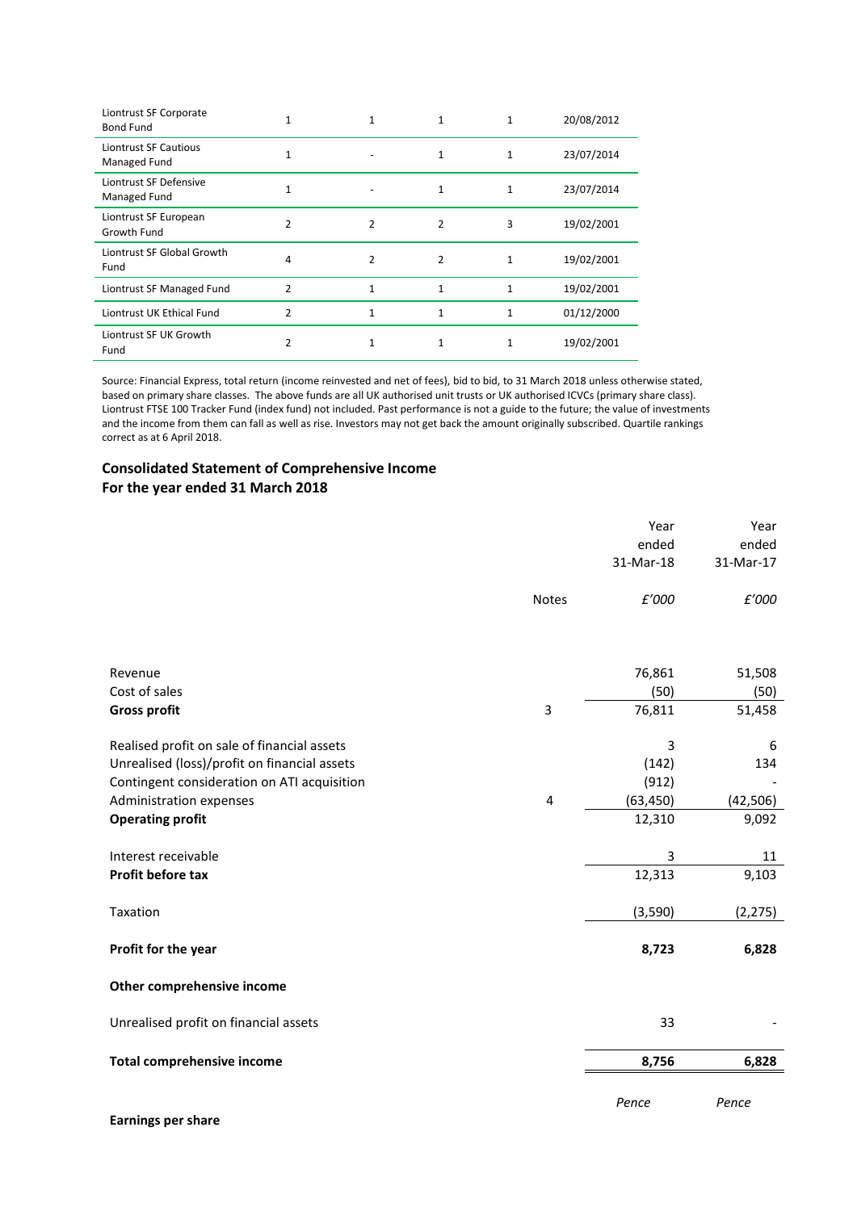| | | | | | |
|---|---|---|---|---|---|
| Liontrust SF Corporate Bond Fund | 1 | 1 | 1 | 1 | 20/08/2012 |
| Liontrust SF Cautious Managed Fund | 1 | - | 1 | 1 | 23/07/2014 |
| Liontrust SF Defensive Managed Fund | 1 | - | 1 | 1 | 23/07/2014 |
| Liontrust SF European Growth Fund | 2 | 2 | 2 | 3 | 19/02/2001 |
| Liontrust SF Global Growth Fund | 4 | 2 | 2 | 1 | 19/02/2001 |
| Liontrust SF Managed Fund | 2 | 1 | 1 | 1 | 19/02/2001 |
| Liontrust UK Ethical Fund | 2 | 1 | 1 | 1 | 01/12/2000 |
| Liontrust SF UK Growth Fund | 2 | 1 | 1 | 1 | 19/02/2001 |

Source: Financial Express, total return (income reinvested and net of fees), bid to bid, to 31 March 2018 unless otherwise stated, based on primary share classes. The above funds are all UK authorised unit trusts or UK authorised ICVCs (primary share class). Liontrust FTSE 100 Tracker Fund (index fund) not included. Past performance is not a guide to the future; the value of investments and the income from them can fall as well as rise. Investors may not get back the amount originally subscribed. Quartile rankings correct as at 6 April 2018.

## Consolidated Statement of Comprehensive Income
## For the year ended 31 March 2018

| | Notes | Year ended 31-Mar-18 | Year ended 31-Mar-17 |
|---|---|---|---|
| | | *£'000* | *£'000* |
| Revenue | | 76,861 | 51,508 |
| Cost of sales | | (50) | (50) |
| **Gross profit** | 3 | 76,811 | 51,458 |
| Realised profit on sale of financial assets | | 3 | 6 |
| Unrealised (loss)/profit on financial assets | | (142) | 134 |
| Contingent consideration on ATI acquisition | | (912) | - |
| Administration expenses | 4 | (63,450) | (42,506) |
| **Operating profit** | | 12,310 | 9,092 |
| Interest receivable | | 3 | 11 |
| **Profit before tax** | | 12,313 | 9,103 |
| Taxation | | (3,590) | (2,275) |
| **Profit for the year** | | **8,723** | **6,828** |
| **Other comprehensive income** | | | |
| Unrealised profit on financial assets | | 33 | - |
| **Total comprehensive income** | | **8,756** | **6,828** |
| | | *Pence* | *Pence* |
| **Earnings per share** | | | |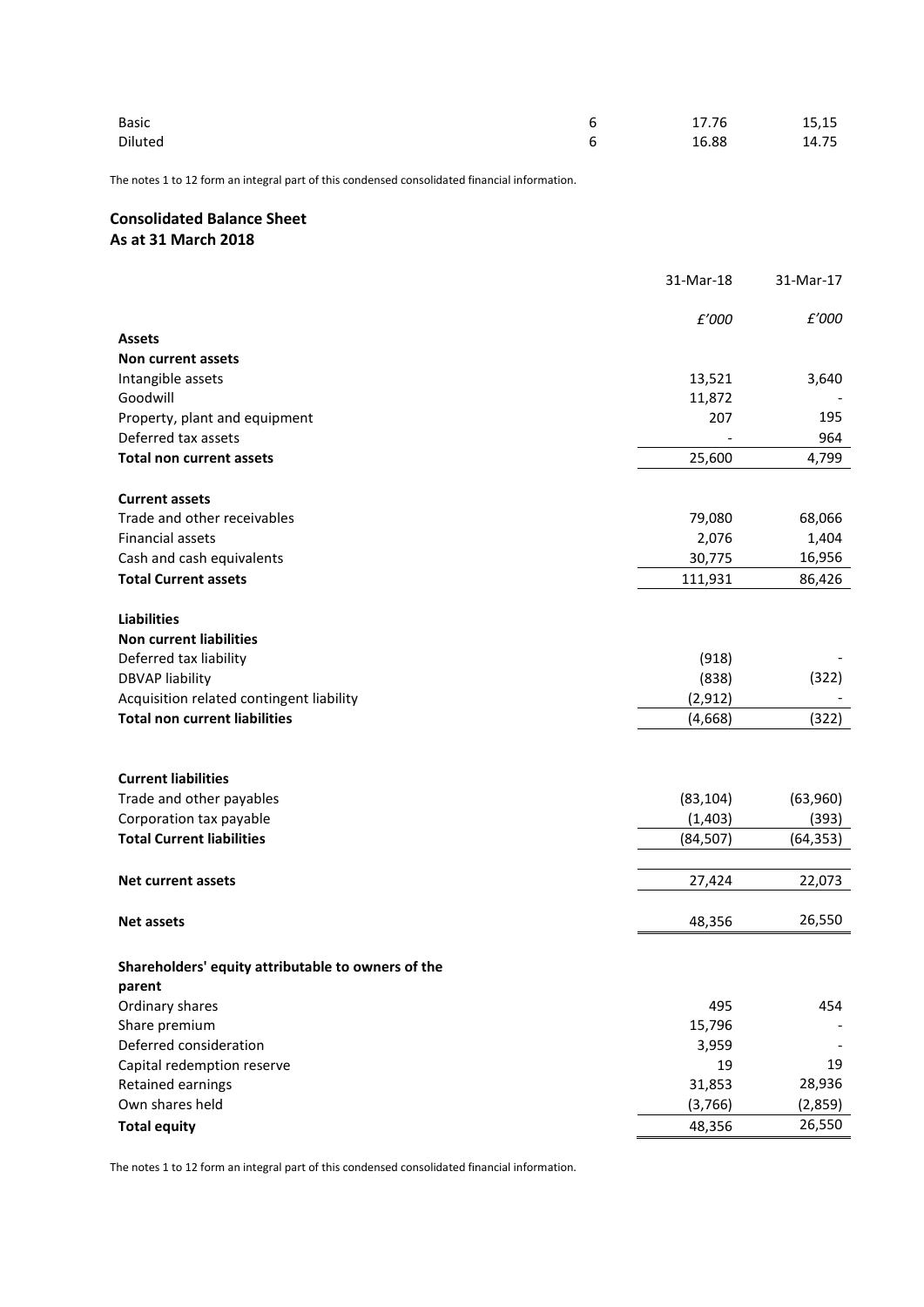| | | | |
|---|---|---|---|
| Basic | 6 | 17.76 | 15,15 |
| Diluted | 6 | 16.88 | 14.75 |

The notes 1 to 12 form an integral part of this condensed consolidated financial information.

## Consolidated Balance Sheet
## As at 31 March 2018

| | 31-Mar-18 | 31-Mar-17 |
|---|---|---|
| | *£'000* | *£'000* |
| **Assets** | | |
| **Non current assets** | | |
| Intangible assets | 13,521 | 3,640 |
| Goodwill | 11,872 | - |
| Property, plant and equipment | 207 | 195 |
| Deferred tax assets | - | 964 |
| **Total non current assets** | 25,600 | 4,799 |
| | | |
| **Current assets** | | |
| Trade and other receivables | 79,080 | 68,066 |
| Financial assets | 2,076 | 1,404 |
| Cash and cash equivalents | 30,775 | 16,956 |
| **Total Current assets** | 111,931 | 86,426 |
| | | |
| **Liabilities** | | |
| **Non current liabilities** | | |
| Deferred tax liability | (918) | - |
| DBVAP liability | (838) | (322) |
| Acquisition related contingent liability | (2,912) | - |
| **Total non current liabilities** | (4,668) | (322) |
| | | |
| **Current liabilities** | | |
| Trade and other payables | (83,104) | (63,960) |
| Corporation tax payable | (1,403) | (393) |
| **Total Current liabilities** | (84,507) | (64,353) |
| | | |
| **Net current assets** | 27,424 | 22,073 |
| | | |
| **Net assets** | 48,356 | 26,550 |
| | | |
| **Shareholders' equity attributable to owners of the parent** | | |
| Ordinary shares | 495 | 454 |
| Share premium | 15,796 | - |
| Deferred consideration | 3,959 | - |
| Capital redemption reserve | 19 | 19 |
| Retained earnings | 31,853 | 28,936 |
| Own shares held | (3,766) | (2,859) |
| **Total equity** | 48,356 | 26,550 |

The notes 1 to 12 form an integral part of this condensed consolidated financial information.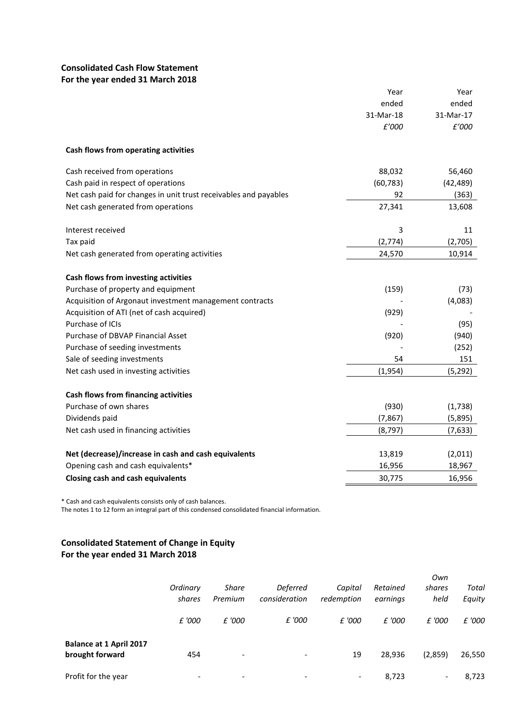## Consolidated Cash Flow Statement
## For the year ended 31 March 2018

| | Year ended 31-Mar-18 *£'000* | Year ended 31-Mar-17 *£'000* |
|---|---|---|
| **Cash flows from operating activities** | | |
| Cash received from operations | 88,032 | 56,460 |
| Cash paid in respect of operations | (60,783) | (42,489) |
| Net cash paid for changes in unit trust receivables and payables | 92 | (363) |
| Net cash generated from operations | 27,341 | 13,608 |
| | | |
| Interest received | 3 | 11 |
| Tax paid | (2,774) | (2,705) |
| Net cash generated from operating activities | 24,570 | 10,914 |
| | | |
| **Cash flows from investing activities** | | |
| Purchase of property and equipment | (159) | (73) |
| Acquisition of Argonaut investment management contracts | - | (4,083) |
| Acquisition of ATI (net of cash acquired) | (929) | - |
| Purchase of ICIs | - | (95) |
| Purchase of DBVAP Financial Asset | (920) | (940) |
| Purchase of seeding investments | - | (252) |
| Sale of seeding investments | 54 | 151 |
| Net cash used in investing activities | (1,954) | (5,292) |
| | | |
| **Cash flows from financing activities** | | |
| Purchase of own shares | (930) | (1,738) |
| Dividends paid | (7,867) | (5,895) |
| Net cash used in financing activities | (8,797) | (7,633) |
| | | |
| **Net (decrease)/increase in cash and cash equivalents** | 13,819 | (2,011) |
| Opening cash and cash equivalents* | 16,956 | 18,967 |
| **Closing cash and cash equivalents** | 30,775 | 16,956 |

\* Cash and cash equivalents consists only of cash balances.
The notes 1 to 12 form an integral part of this condensed consolidated financial information.

## Consolidated Statement of Change in Equity
## For the year ended 31 March 2018

| | *Ordinary shares* | *Share Premium* | *Deferred consideration* | *Capital redemption* | *Retained earnings* | *Own shares held* | *Total Equity* |
|---|---|---|---|---|---|---|---|
| | *£ '000* | *£ '000* | *£ '000* | *£ '000* | *£ '000* | *£ '000* | *£ '000* |
| **Balance at 1 April 2017 brought forward** | 454 | - | - | 19 | 28,936 | (2,859) | 26,550 |
| Profit for the year | - | - | - | - | 8,723 | - | 8,723 |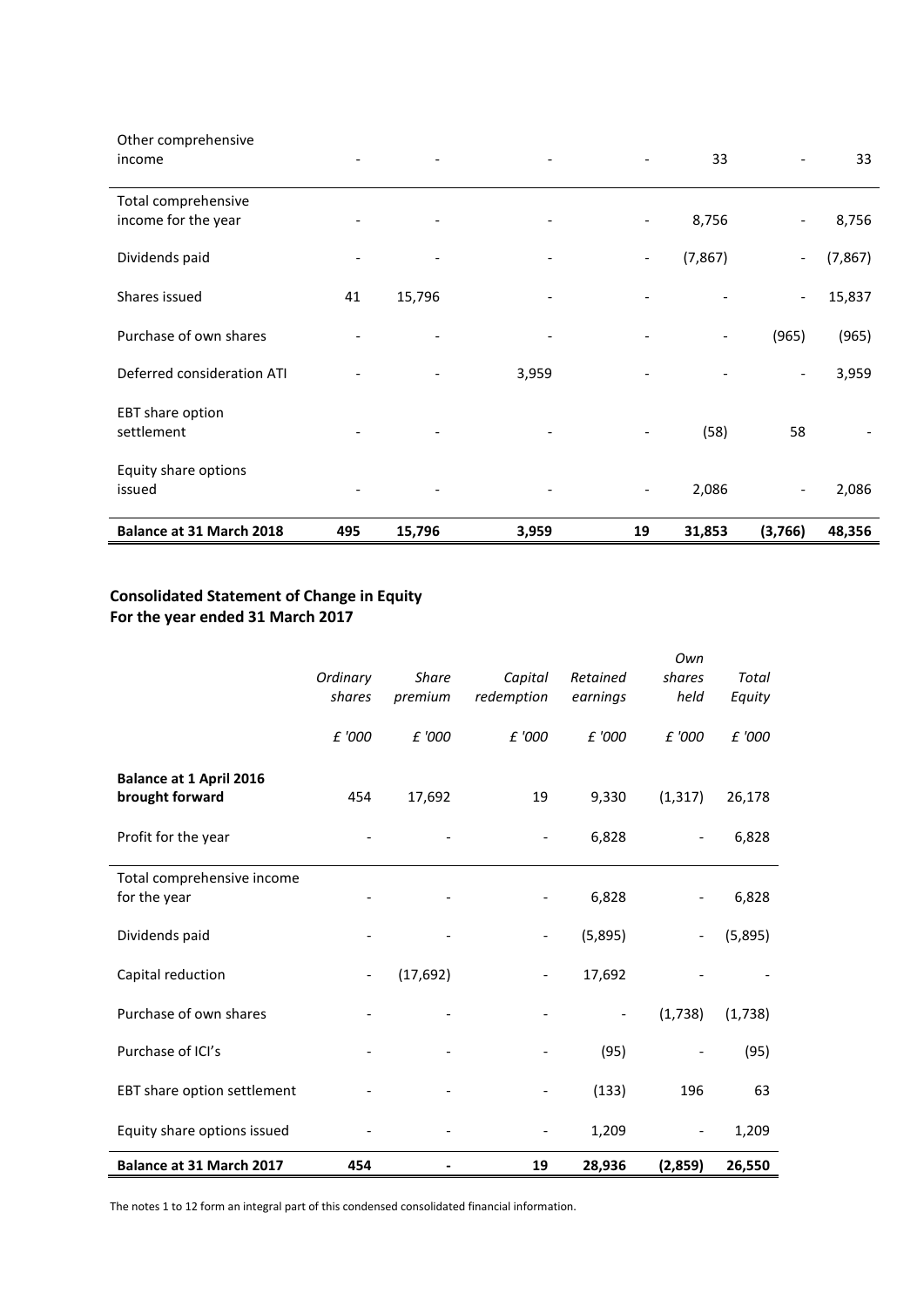| | | | | | | | |
|---|---|---|---|---|---|---|---|
| Other comprehensive income | - | - | - | - | 33 | - | 33 |
| Total comprehensive income for the year | - | - | - | - | 8,756 | - | 8,756 |
| Dividends paid | - | - | - | - | (7,867) | - | (7,867) |
| Shares issued | 41 | 15,796 | - | - | - | - | 15,837 |
| Purchase of own shares | - | - | - | - | - | (965) | (965) |
| Deferred consideration ATI | - | - | 3,959 | - | - | - | 3,959 |
| EBT share option settlement | - | - | - | - | (58) | 58 | - |
| Equity share options issued | - | - | - | - | 2,086 | - | 2,086 |
| **Balance at 31 March 2018** | **495** | **15,796** | **3,959** | **19** | **31,853** | **(3,766)** | **48,356** |

## Consolidated Statement of Change in Equity
## For the year ended 31 March 2017

| | *Ordinary shares* | *Share premium* | *Capital redemption* | *Retained earnings* | *Own shares held* | *Total Equity* |
|---|---|---|---|---|---|---|
| | *£ '000* | *£ '000* | *£ '000* | *£ '000* | *£ '000* | *£ '000* |
| **Balance at 1 April 2016 brought forward** | 454 | 17,692 | 19 | 9,330 | (1,317) | 26,178 |
| Profit for the year | - | - | - | 6,828 | - | 6,828 |
| Total comprehensive income for the year | - | - | - | 6,828 | - | 6,828 |
| Dividends paid | - | - | - | (5,895) | - | (5,895) |
| Capital reduction | - | (17,692) | - | 17,692 | - | - |
| Purchase of own shares | - | - | - | - | (1,738) | (1,738) |
| Purchase of ICI's | - | - | - | (95) | - | (95) |
| EBT share option settlement | - | - | - | (133) | 196 | 63 |
| Equity share options issued | - | - | - | 1,209 | - | 1,209 |
| **Balance at 31 March 2017** | **454** | **-** | **19** | **28,936** | **(2,859)** | **26,550** |

The notes 1 to 12 form an integral part of this condensed consolidated financial information.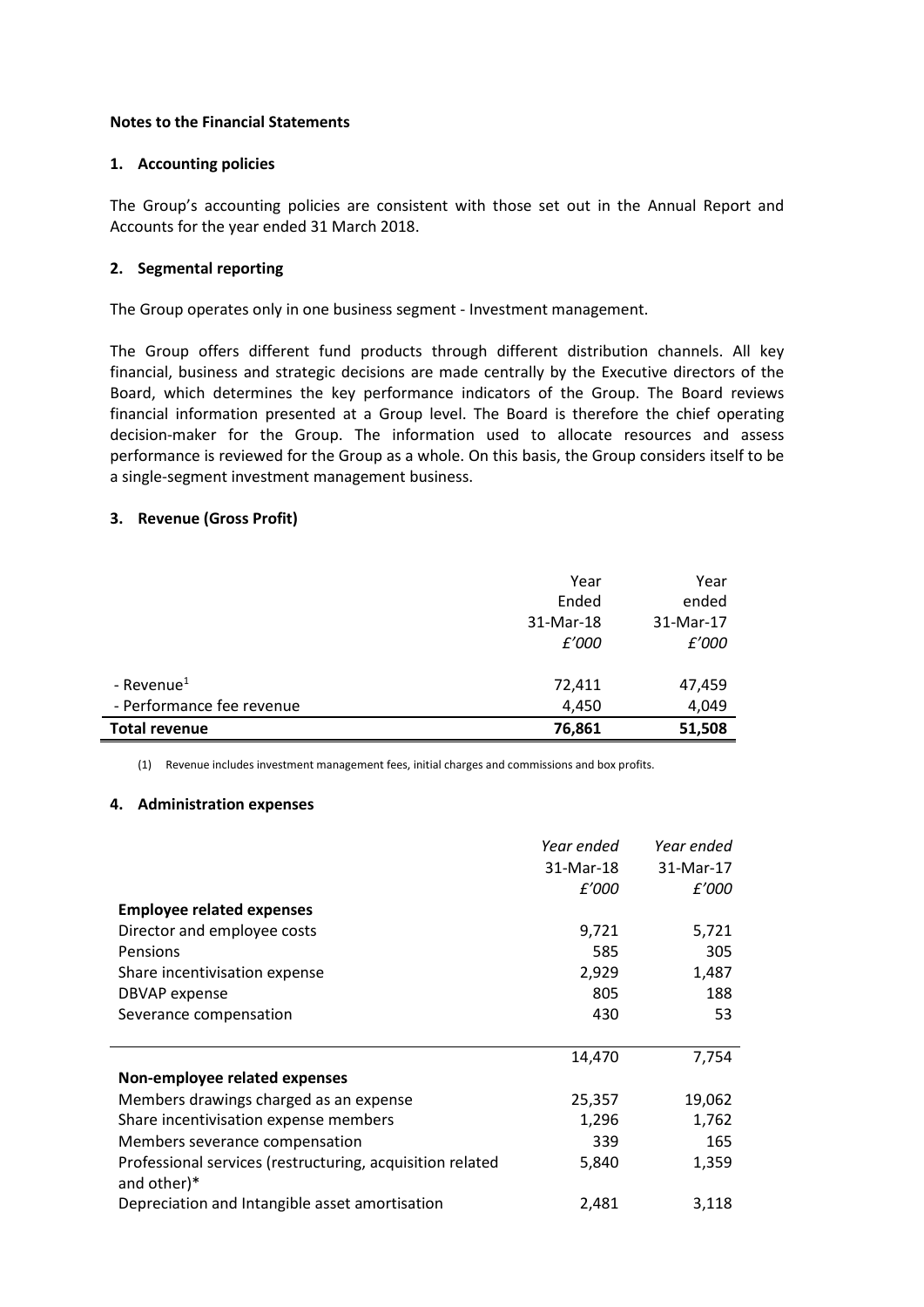**Notes to the Financial Statements**

**1. Accounting policies**

The Group's accounting policies are consistent with those set out in the Annual Report and Accounts for the year ended 31 March 2018.

**2. Segmental reporting**

The Group operates only in one business segment - Investment management.

The Group offers different fund products through different distribution channels. All key financial, business and strategic decisions are made centrally by the Executive directors of the Board, which determines the key performance indicators of the Group. The Board reviews financial information presented at a Group level. The Board is therefore the chief operating decision-maker for the Group. The information used to allocate resources and assess performance is reviewed for the Group as a whole. On this basis, the Group considers itself to be a single-segment investment management business.

**3. Revenue (Gross Profit)**

| | Year Ended 31-Mar-18 *£'000* | Year ended 31-Mar-17 *£'000* |
|---|---|---|
| - Revenue[1] | 72,411 | 47,459 |
| - Performance fee revenue | 4,450 | 4,049 |
| **Total revenue** | **76,861** | **51,508** |

(1) Revenue includes investment management fees, initial charges and commissions and box profits.

**4. Administration expenses**

| | *Year ended* 31-Mar-18 *£'000* | *Year ended* 31-Mar-17 *£'000* |
|---|---|---|
| **Employee related expenses** | | |
| Director and employee costs | 9,721 | 5,721 |
| Pensions | 585 | 305 |
| Share incentivisation expense | 2,929 | 1,487 |
| DBVAP expense | 805 | 188 |
| Severance compensation | 430 | 53 |
| | 14,470 | 7,754 |
| **Non-employee related expenses** | | |
| Members drawings charged as an expense | 25,357 | 19,062 |
| Share incentivisation expense members | 1,296 | 1,762 |
| Members severance compensation | 339 | 165 |
| Professional services (restructuring, acquisition related and other)* | 5,840 | 1,359 |
| Depreciation and Intangible asset amortisation | 2,481 | 3,118 |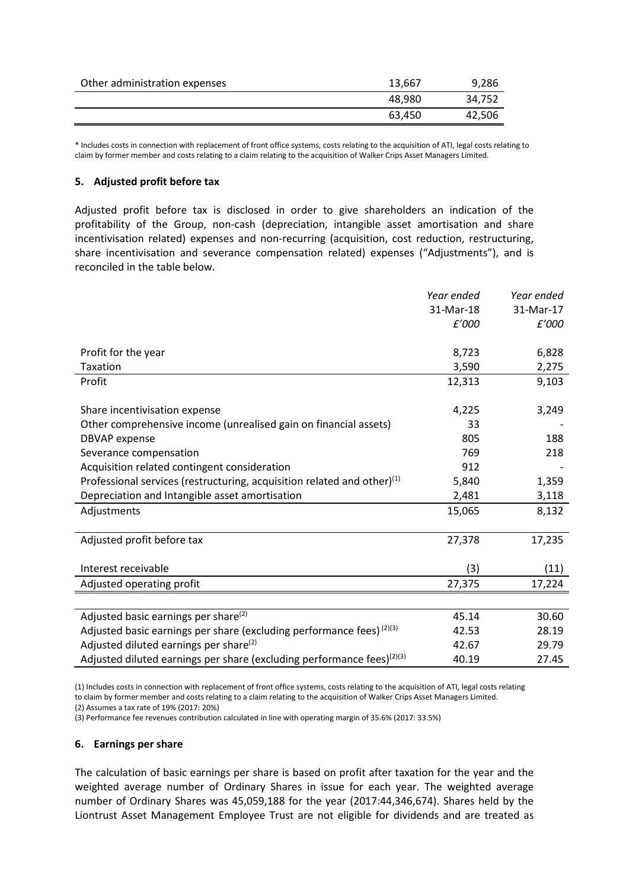| | | |
|---|---|---|
| Other administration expenses | 13,667 | 9,286 |
| | 48,980 | 34,752 |
| | 63,450 | 42,506 |

* Includes costs in connection with replacement of front office systems, costs relating to the acquisition of ATI, legal costs relating to claim by former member and costs relating to a claim relating to the acquisition of Walker Crips Asset Managers Limited.

### 5. Adjusted profit before tax

Adjusted profit before tax is disclosed in order to give shareholders an indication of the profitability of the Group, non-cash (depreciation, intangible asset amortisation and share incentivisation related) expenses and non-recurring (acquisition, cost reduction, restructuring, share incentivisation and severance compensation related) expenses ("Adjustments"), and is reconciled in the table below.

| | *Year ended 31-Mar-18 £'000* | *Year ended 31-Mar-17 £'000* |
|---|---|---|
| Profit for the year | 8,723 | 6,828 |
| Taxation | 3,590 | 2,275 |
| Profit | 12,313 | 9,103 |
| | | |
| Share incentivisation expense | 4,225 | 3,249 |
| Other comprehensive income (unrealised gain on financial assets) | 33 | - |
| DBVAP expense | 805 | 188 |
| Severance compensation | 769 | 218 |
| Acquisition related contingent consideration | 912 | - |
| Professional services (restructuring, acquisition related and other)(1) | 5,840 | 1,359 |
| Depreciation and Intangible asset amortisation | 2,481 | 3,118 |
| Adjustments | 15,065 | 8,132 |
| | | |
| Adjusted profit before tax | 27,378 | 17,235 |
| | | |
| Interest receivable | (3) | (11) |
| Adjusted operating profit | 27,375 | 17,224 |
| | | |
| Adjusted basic earnings per share(2) | 45.14 | 30.60 |
| Adjusted basic earnings per share (excluding performance fees) (2)(3) | 42.53 | 28.19 |
| Adjusted diluted earnings per share(2) | 42.67 | 29.79 |
| Adjusted diluted earnings per share (excluding performance fees)(2)(3) | 40.19 | 27.45 |

(1) Includes costs in connection with replacement of front office systems, costs relating to the acquisition of ATI, legal costs relating to claim by former member and costs relating to a claim relating to the acquisition of Walker Crips Asset Managers Limited.
(2) Assumes a tax rate of 19% (2017: 20%)
(3) Performance fee revenues contribution calculated in line with operating margin of 35.6% (2017: 33.5%)

### 6. Earnings per share

The calculation of basic earnings per share is based on profit after taxation for the year and the weighted average number of Ordinary Shares in issue for each year. The weighted average number of Ordinary Shares was 45,059,188 for the year (2017:44,346,674). Shares held by the Liontrust Asset Management Employee Trust are not eligible for dividends and are treated as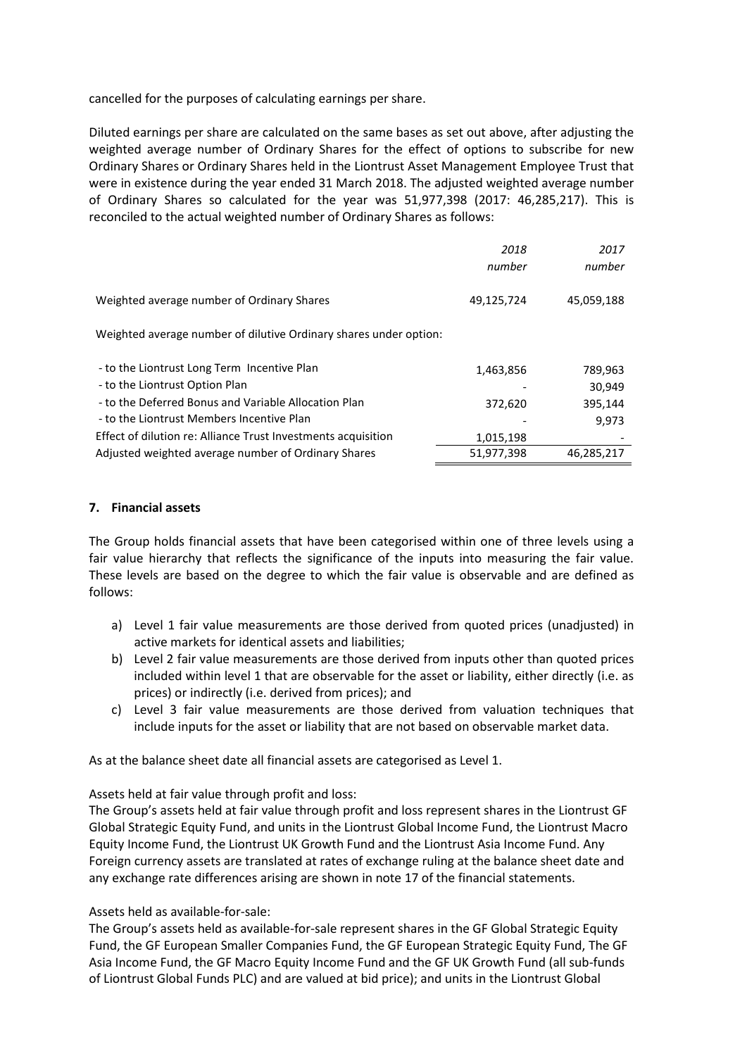cancelled for the purposes of calculating earnings per share.

Diluted earnings per share are calculated on the same bases as set out above, after adjusting the weighted average number of Ordinary Shares for the effect of options to subscribe for new Ordinary Shares or Ordinary Shares held in the Liontrust Asset Management Employee Trust that were in existence during the year ended 31 March 2018. The adjusted weighted average number of Ordinary Shares so calculated for the year was 51,977,398 (2017: 46,285,217). This is reconciled to the actual weighted number of Ordinary Shares as follows:

| | *2018 number* | *2017 number* |
|---|---|---|
| Weighted average number of Ordinary Shares | 49,125,724 | 45,059,188 |
| Weighted average number of dilutive Ordinary shares under option: | | |
| - to the Liontrust Long Term Incentive Plan | 1,463,856 | 789,963 |
| - to the Liontrust Option Plan | - | 30,949 |
| - to the Deferred Bonus and Variable Allocation Plan | 372,620 | 395,144 |
| - to the Liontrust Members Incentive Plan | - | 9,973 |
| Effect of dilution re: Alliance Trust Investments acquisition | 1,015,198 | - |
| Adjusted weighted average number of Ordinary Shares | 51,977,398 | 46,285,217 |

## 7. Financial assets

The Group holds financial assets that have been categorised within one of three levels using a fair value hierarchy that reflects the significance of the inputs into measuring the fair value. These levels are based on the degree to which the fair value is observable and are defined as follows:

a) Level 1 fair value measurements are those derived from quoted prices (unadjusted) in active markets for identical assets and liabilities;
b) Level 2 fair value measurements are those derived from inputs other than quoted prices included within level 1 that are observable for the asset or liability, either directly (i.e. as prices) or indirectly (i.e. derived from prices); and
c) Level 3 fair value measurements are those derived from valuation techniques that include inputs for the asset or liability that are not based on observable market data.

As at the balance sheet date all financial assets are categorised as Level 1.

Assets held at fair value through profit and loss:
The Group's assets held at fair value through profit and loss represent shares in the Liontrust GF Global Strategic Equity Fund, and units in the Liontrust Global Income Fund, the Liontrust Macro Equity Income Fund, the Liontrust UK Growth Fund and the Liontrust Asia Income Fund. Any Foreign currency assets are translated at rates of exchange ruling at the balance sheet date and any exchange rate differences arising are shown in note 17 of the financial statements.

Assets held as available-for-sale:
The Group's assets held as available-for-sale represent shares in the GF Global Strategic Equity Fund, the GF European Smaller Companies Fund, the GF European Strategic Equity Fund, The GF Asia Income Fund, the GF Macro Equity Income Fund and the GF UK Growth Fund (all sub-funds of Liontrust Global Funds PLC) and are valued at bid price); and units in the Liontrust Global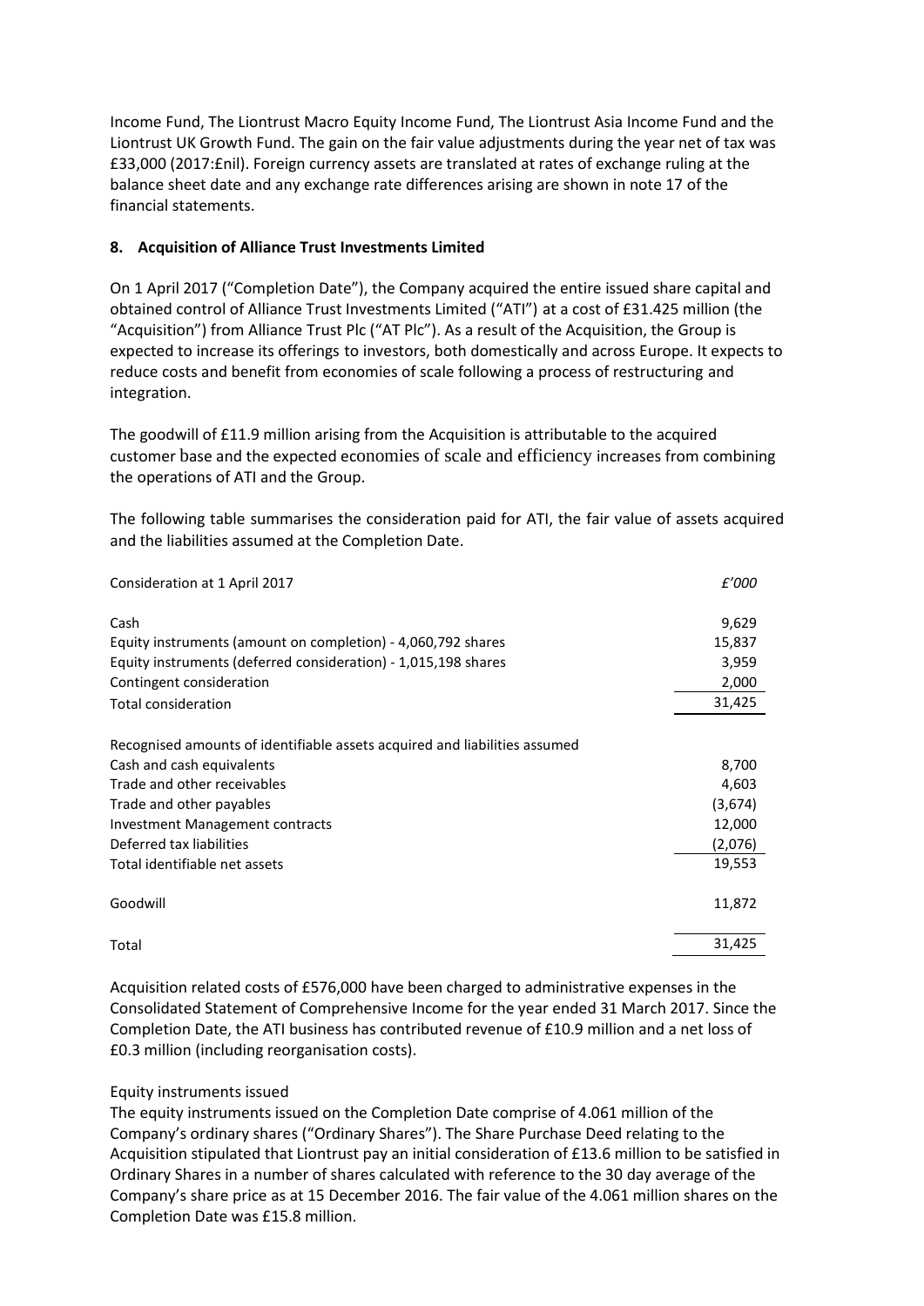Income Fund, The Liontrust Macro Equity Income Fund, The Liontrust Asia Income Fund and the Liontrust UK Growth Fund. The gain on the fair value adjustments during the year net of tax was £33,000 (2017:£nil). Foreign currency assets are translated at rates of exchange ruling at the balance sheet date and any exchange rate differences arising are shown in note 17 of the financial statements.

## 8. Acquisition of Alliance Trust Investments Limited

On 1 April 2017 ("Completion Date"), the Company acquired the entire issued share capital and obtained control of Alliance Trust Investments Limited ("ATI") at a cost of £31.425 million (the "Acquisition") from Alliance Trust Plc ("AT Plc"). As a result of the Acquisition, the Group is expected to increase its offerings to investors, both domestically and across Europe. It expects to reduce costs and benefit from economies of scale following a process of restructuring and integration.

The goodwill of £11.9 million arising from the Acquisition is attributable to the acquired customer base and the expected economies of scale and efficiency increases from combining the operations of ATI and the Group.

The following table summarises the consideration paid for ATI, the fair value of assets acquired and the liabilities assumed at the Completion Date.

| Consideration at 1 April 2017 | *£'000* |
|---|---|
| Cash | 9,629 |
| Equity instruments (amount on completion) - 4,060,792 shares | 15,837 |
| Equity instruments (deferred consideration) - 1,015,198 shares | 3,959 |
| Contingent consideration | 2,000 |
| Total consideration | 31,425 |
| | |
| Recognised amounts of identifiable assets acquired and liabilities assumed | |
| Cash and cash equivalents | 8,700 |
| Trade and other receivables | 4,603 |
| Trade and other payables | (3,674) |
| Investment Management contracts | 12,000 |
| Deferred tax liabilities | (2,076) |
| Total identifiable net assets | 19,553 |
| | |
| Goodwill | 11,872 |
| | |
| Total | 31,425 |

Acquisition related costs of £576,000 have been charged to administrative expenses in the Consolidated Statement of Comprehensive Income for the year ended 31 March 2017. Since the Completion Date, the ATI business has contributed revenue of £10.9 million and a net loss of £0.3 million (including reorganisation costs).

Equity instruments issued

The equity instruments issued on the Completion Date comprise of 4.061 million of the Company's ordinary shares ("Ordinary Shares"). The Share Purchase Deed relating to the Acquisition stipulated that Liontrust pay an initial consideration of £13.6 million to be satisfied in Ordinary Shares in a number of shares calculated with reference to the 30 day average of the Company's share price as at 15 December 2016. The fair value of the 4.061 million shares on the Completion Date was £15.8 million.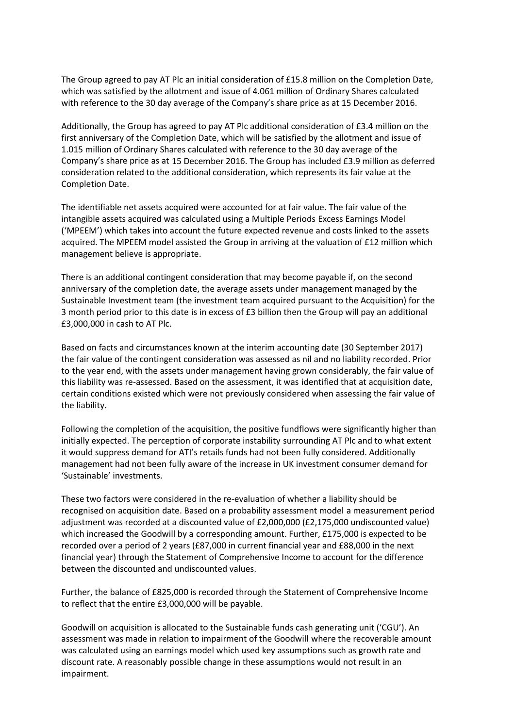The Group agreed to pay AT Plc an initial consideration of £15.8 million on the Completion Date, which was satisfied by the allotment and issue of 4.061 million of Ordinary Shares calculated with reference to the 30 day average of the Company's share price as at 15 December 2016.

Additionally, the Group has agreed to pay AT Plc additional consideration of £3.4 million on the first anniversary of the Completion Date, which will be satisfied by the allotment and issue of 1.015 million of Ordinary Shares calculated with reference to the 30 day average of the Company's share price as at 15 December 2016. The Group has included £3.9 million as deferred consideration related to the additional consideration, which represents its fair value at the Completion Date.

The identifiable net assets acquired were accounted for at fair value. The fair value of the intangible assets acquired was calculated using a Multiple Periods Excess Earnings Model ('MPEEM') which takes into account the future expected revenue and costs linked to the assets acquired. The MPEEM model assisted the Group in arriving at the valuation of £12 million which management believe is appropriate.

There is an additional contingent consideration that may become payable if, on the second anniversary of the completion date, the average assets under management managed by the Sustainable Investment team (the investment team acquired pursuant to the Acquisition) for the 3 month period prior to this date is in excess of £3 billion then the Group will pay an additional £3,000,000 in cash to AT Plc.

Based on facts and circumstances known at the interim accounting date (30 September 2017) the fair value of the contingent consideration was assessed as nil and no liability recorded. Prior to the year end, with the assets under management having grown considerably, the fair value of this liability was re-assessed. Based on the assessment, it was identified that at acquisition date, certain conditions existed which were not previously considered when assessing the fair value of the liability.

Following the completion of the acquisition, the positive fundflows were significantly higher than initially expected. The perception of corporate instability surrounding AT Plc and to what extent it would suppress demand for ATI's retails funds had not been fully considered. Additionally management had not been fully aware of the increase in UK investment consumer demand for 'Sustainable' investments.

These two factors were considered in the re-evaluation of whether a liability should be recognised on acquisition date. Based on a probability assessment model a measurement period adjustment was recorded at a discounted value of £2,000,000 (£2,175,000 undiscounted value) which increased the Goodwill by a corresponding amount. Further, £175,000 is expected to be recorded over a period of 2 years (£87,000 in current financial year and £88,000 in the next financial year) through the Statement of Comprehensive Income to account for the difference between the discounted and undiscounted values.

Further, the balance of £825,000 is recorded through the Statement of Comprehensive Income to reflect that the entire £3,000,000 will be payable.

Goodwill on acquisition is allocated to the Sustainable funds cash generating unit ('CGU'). An assessment was made in relation to impairment of the Goodwill where the recoverable amount was calculated using an earnings model which used key assumptions such as growth rate and discount rate. A reasonably possible change in these assumptions would not result in an impairment.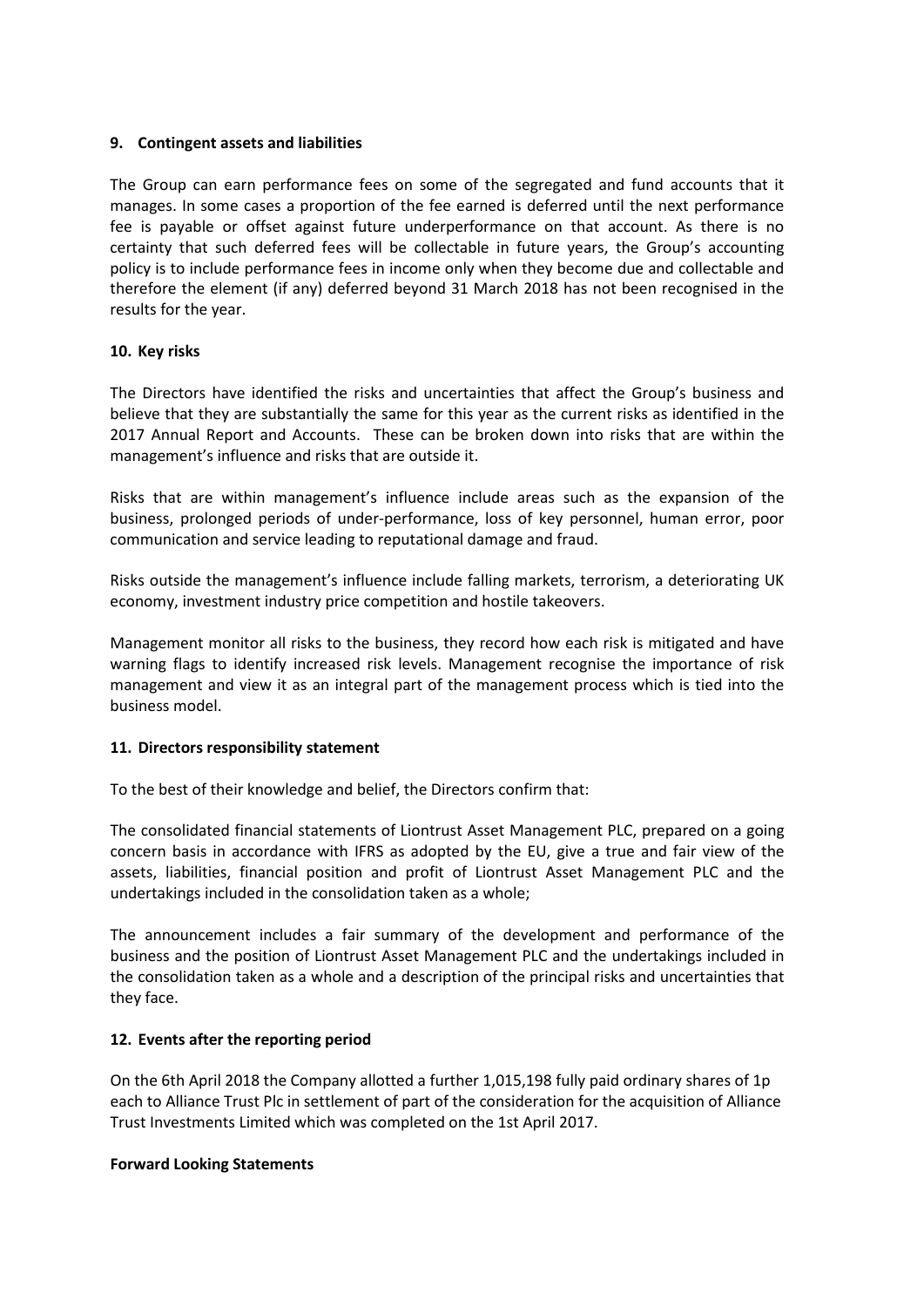## 9. Contingent assets and liabilities

The Group can earn performance fees on some of the segregated and fund accounts that it manages. In some cases a proportion of the fee earned is deferred until the next performance fee is payable or offset against future underperformance on that account. As there is no certainty that such deferred fees will be collectable in future years, the Group's accounting policy is to include performance fees in income only when they become due and collectable and therefore the element (if any) deferred beyond 31 March 2018 has not been recognised in the results for the year.

## 10. Key risks

The Directors have identified the risks and uncertainties that affect the Group's business and believe that they are substantially the same for this year as the current risks as identified in the 2017 Annual Report and Accounts. These can be broken down into risks that are within the management's influence and risks that are outside it.

Risks that are within management's influence include areas such as the expansion of the business, prolonged periods of under-performance, loss of key personnel, human error, poor communication and service leading to reputational damage and fraud.

Risks outside the management's influence include falling markets, terrorism, a deteriorating UK economy, investment industry price competition and hostile takeovers.

Management monitor all risks to the business, they record how each risk is mitigated and have warning flags to identify increased risk levels. Management recognise the importance of risk management and view it as an integral part of the management process which is tied into the business model.

## 11. Directors responsibility statement

To the best of their knowledge and belief, the Directors confirm that:

The consolidated financial statements of Liontrust Asset Management PLC, prepared on a going concern basis in accordance with IFRS as adopted by the EU, give a true and fair view of the assets, liabilities, financial position and profit of Liontrust Asset Management PLC and the undertakings included in the consolidation taken as a whole;

The announcement includes a fair summary of the development and performance of the business and the position of Liontrust Asset Management PLC and the undertakings included in the consolidation taken as a whole and a description of the principal risks and uncertainties that they face.

## 12. Events after the reporting period

On the 6th April 2018 the Company allotted a further 1,015,198 fully paid ordinary shares of 1p each to Alliance Trust Plc in settlement of part of the consideration for the acquisition of Alliance Trust Investments Limited which was completed on the 1st April 2017.

**Forward Looking Statements**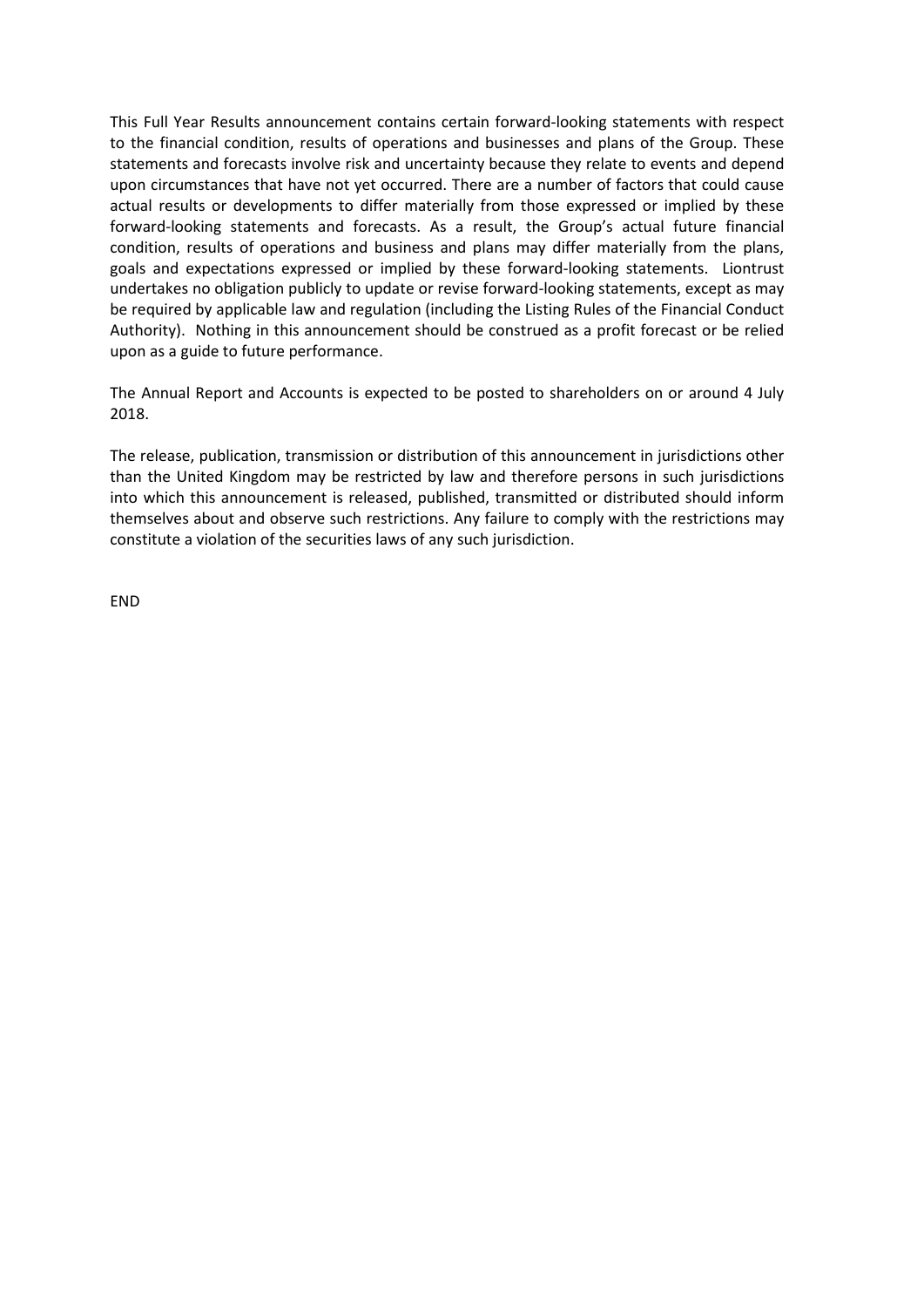This Full Year Results announcement contains certain forward-looking statements with respect to the financial condition, results of operations and businesses and plans of the Group. These statements and forecasts involve risk and uncertainty because they relate to events and depend upon circumstances that have not yet occurred. There are a number of factors that could cause actual results or developments to differ materially from those expressed or implied by these forward-looking statements and forecasts. As a result, the Group's actual future financial condition, results of operations and business and plans may differ materially from the plans, goals and expectations expressed or implied by these forward-looking statements. Liontrust undertakes no obligation publicly to update or revise forward-looking statements, except as may be required by applicable law and regulation (including the Listing Rules of the Financial Conduct Authority). Nothing in this announcement should be construed as a profit forecast or be relied upon as a guide to future performance.

The Annual Report and Accounts is expected to be posted to shareholders on or around 4 July 2018.

The release, publication, transmission or distribution of this announcement in jurisdictions other than the United Kingdom may be restricted by law and therefore persons in such jurisdictions into which this announcement is released, published, transmitted or distributed should inform themselves about and observe such restrictions. Any failure to comply with the restrictions may constitute a violation of the securities laws of any such jurisdiction.

END